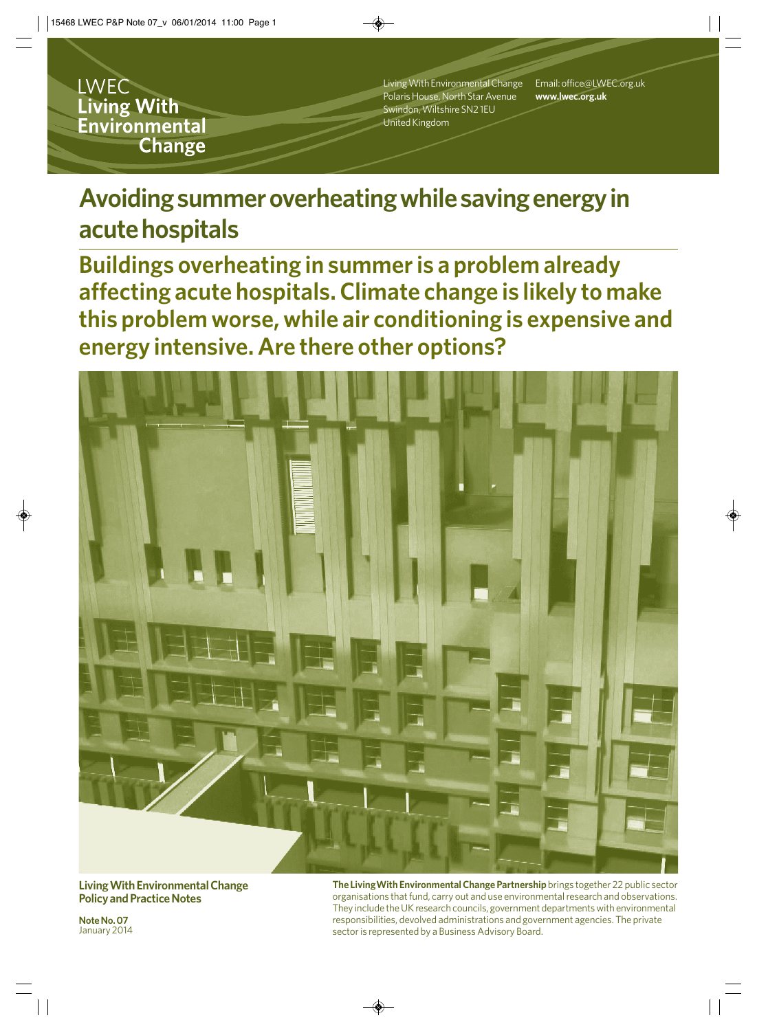LWEC
**Living With Environmental Change**

Living With Environmental Change
Polaris House, North Star Avenue
Swindon, Wiltshire SN2 1EU
United Kingdom

Email: office@LWEC.org.uk
**www.lwec.org.uk**

# Avoiding summer overheating while saving energy in acute hospitals

## Buildings overheating in summer is a problem already affecting acute hospitals. Climate change is likely to make this problem worse, while air conditioning is expensive and energy intensive. Are there other options?

**Living With Environmental Change Policy and Practice Notes**

**Note No. 07**
January 2014

**The Living With Environmental Change Partnership** brings together 22 public sector organisations that fund, carry out and use environmental research and observations. They include the UK research councils, government departments with environmental responsibilities, devolved administrations and government agencies. The private sector is represented by a Business Advisory Board.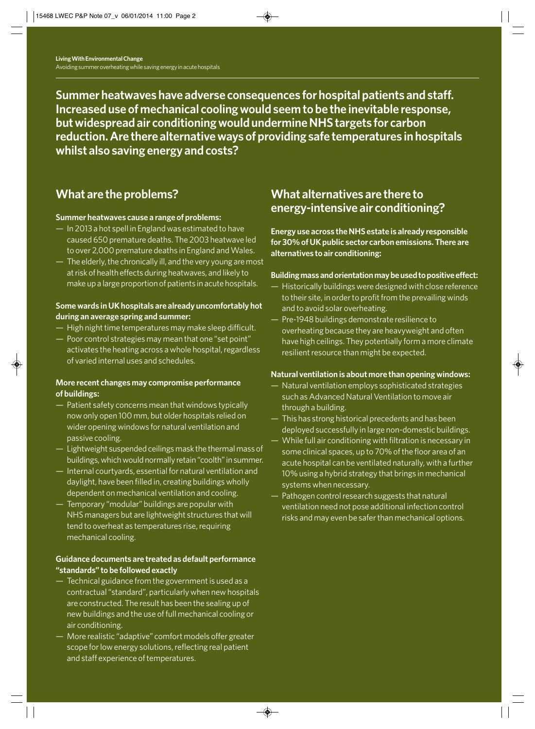**Summer heatwaves have adverse consequences for hospital patients and staff. Increased use of mechanical cooling would seem to be the inevitable response, but widespread air conditioning would undermine NHS targets for carbon reduction. Are there alternative ways of providing safe temperatures in hospitals whilst also saving energy and costs?**

## What are the problems?

**Summer heatwaves cause a range of problems:**

- In 2013 a hot spell in England was estimated to have caused 650 premature deaths. The 2003 heatwave led to over 2,000 premature deaths in England and Wales.
- The elderly, the chronically ill, and the very young are most at risk of health effects during heatwaves, and likely to make up a large proportion of patients in acute hospitals.

**Some wards in UK hospitals are already uncomfortably hot during an average spring and summer:**

- High night time temperatures may make sleep difficult.
- Poor control strategies may mean that one "set point" activates the heating across a whole hospital, regardless of varied internal uses and schedules.

**More recent changes may compromise performance of buildings:**

- Patient safety concerns mean that windows typically now only open 100 mm, but older hospitals relied on wider opening windows for natural ventilation and passive cooling.
- Lightweight suspended ceilings mask the thermal mass of buildings, which would normally retain "coolth" in summer.
- Internal courtyards, essential for natural ventilation and daylight, have been filled in, creating buildings wholly dependent on mechanical ventilation and cooling.
- Temporary "modular" buildings are popular with NHS managers but are lightweight structures that will tend to overheat as temperatures rise, requiring mechanical cooling.

**Guidance documents are treated as default performance "standards" to be followed exactly**

- Technical guidance from the government is used as a contractual "standard", particularly when new hospitals are constructed. The result has been the sealing up of new buildings and the use of full mechanical cooling or air conditioning.
- More realistic "adaptive" comfort models offer greater scope for low energy solutions, reflecting real patient and staff experience of temperatures.

## What alternatives are there to energy-intensive air conditioning?

**Energy use across the NHS estate is already responsible for 30% of UK public sector carbon emissions. There are alternatives to air conditioning:**

**Building mass and orientation may be used to positive effect:**

- Historically buildings were designed with close reference to their site, in order to profit from the prevailing winds and to avoid solar overheating.
- Pre-1948 buildings demonstrate resilience to overheating because they are heavyweight and often have high ceilings. They potentially form a more climate resilient resource than might be expected.

**Natural ventilation is about more than opening windows:**

- Natural ventilation employs sophisticated strategies such as Advanced Natural Ventilation to move air through a building.
- This has strong historical precedents and has been deployed successfully in large non-domestic buildings.
- While full air conditioning with filtration is necessary in some clinical spaces, up to 70% of the floor area of an acute hospital can be ventilated naturally, with a further 10% using a hybrid strategy that brings in mechanical systems when necessary.
- Pathogen control research suggests that natural ventilation need not pose additional infection control risks and may even be safer than mechanical options.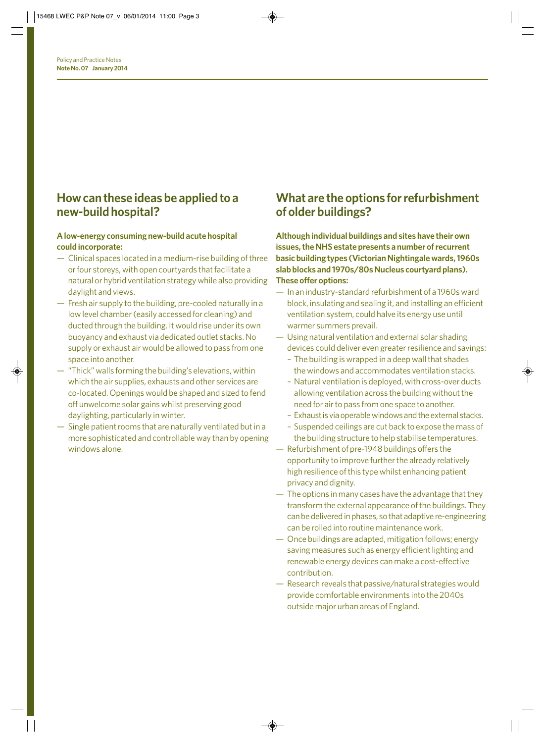## How can these ideas be applied to a new-build hospital?

**A low-energy consuming new-build acute hospital could incorporate:**

- Clinical spaces located in a medium-rise building of three or four storeys, with open courtyards that facilitate a natural or hybrid ventilation strategy while also providing daylight and views.
- Fresh air supply to the building, pre-cooled naturally in a low level chamber (easily accessed for cleaning) and ducted through the building. It would rise under its own buoyancy and exhaust via dedicated outlet stacks. No supply or exhaust air would be allowed to pass from one space into another.
- "Thick" walls forming the building's elevations, within which the air supplies, exhausts and other services are co-located. Openings would be shaped and sized to fend off unwelcome solar gains whilst preserving good daylighting, particularly in winter.
- Single patient rooms that are naturally ventilated but in a more sophisticated and controllable way than by opening windows alone.

## What are the options for refurbishment of older buildings?

**Although individual buildings and sites have their own issues, the NHS estate presents a number of recurrent basic building types (Victorian Nightingale wards, 1960s slab blocks and 1970s/80s Nucleus courtyard plans). These offer options:**

- In an industry-standard refurbishment of a 1960s ward block, insulating and sealing it, and installing an efficient ventilation system, could halve its energy use until warmer summers prevail.
- Using natural ventilation and external solar shading devices could deliver even greater resilience and savings:
  - The building is wrapped in a deep wall that shades the windows and accommodates ventilation stacks.
  - Natural ventilation is deployed, with cross-over ducts allowing ventilation across the building without the need for air to pass from one space to another.
  - Exhaust is via operable windows and the external stacks.
  - Suspended ceilings are cut back to expose the mass of the building structure to help stabilise temperatures.
- Refurbishment of pre-1948 buildings offers the opportunity to improve further the already relatively high resilience of this type whilst enhancing patient privacy and dignity.
- The options in many cases have the advantage that they transform the external appearance of the buildings. They can be delivered in phases, so that adaptive re-engineering can be rolled into routine maintenance work.
- Once buildings are adapted, mitigation follows; energy saving measures such as energy efficient lighting and renewable energy devices can make a cost-effective contribution.
- Research reveals that passive/natural strategies would provide comfortable environments into the 2040s outside major urban areas of England.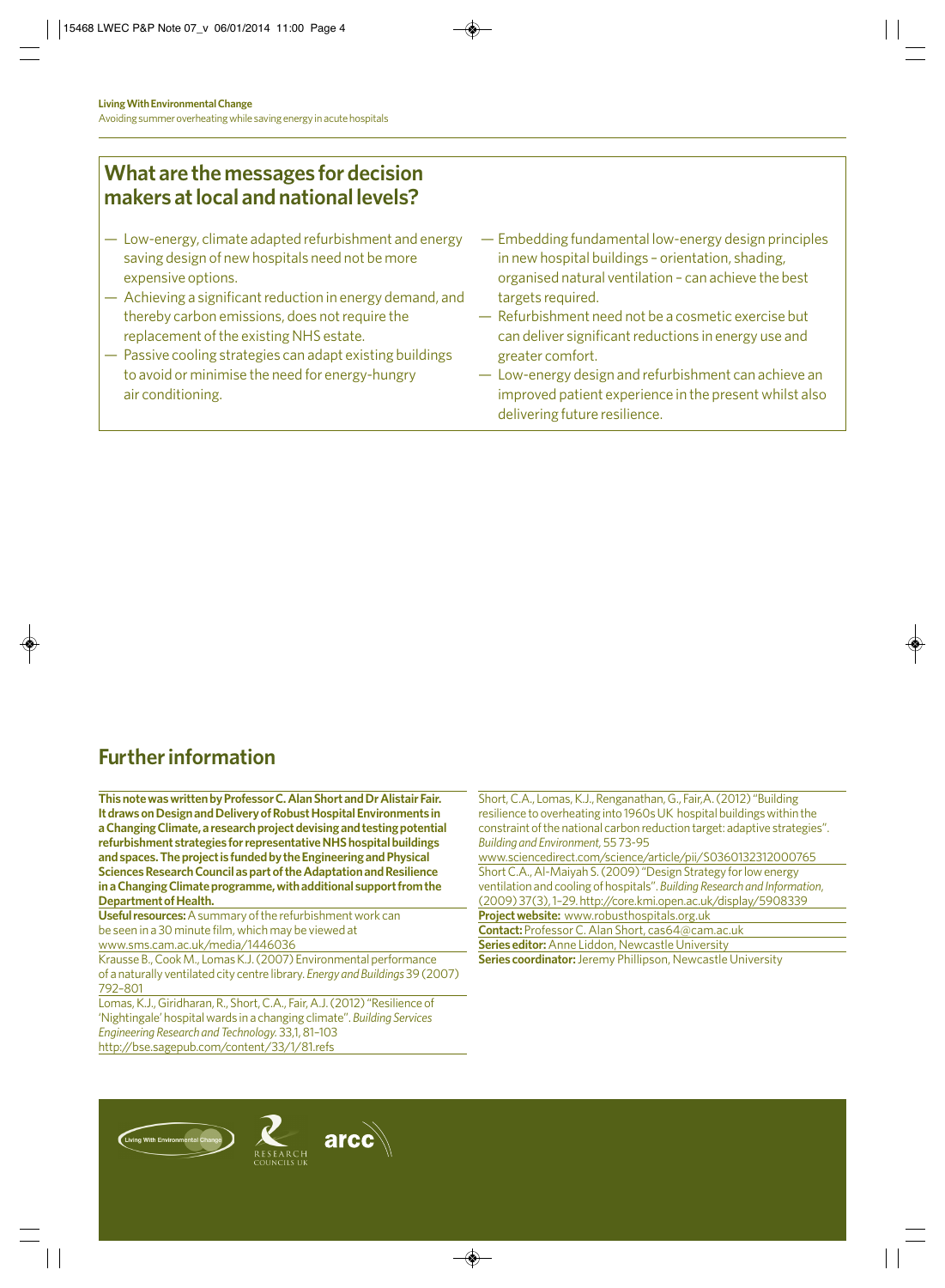## What are the messages for decision makers at local and national levels?

- Low-energy, climate adapted refurbishment and energy saving design of new hospitals need not be more expensive options.
- Achieving a significant reduction in energy demand, and thereby carbon emissions, does not require the replacement of the existing NHS estate.
- Passive cooling strategies can adapt existing buildings to avoid or minimise the need for energy-hungry air conditioning.
- Embedding fundamental low-energy design principles in new hospital buildings – orientation, shading, organised natural ventilation – can achieve the best targets required.
- Refurbishment need not be a cosmetic exercise but can deliver significant reductions in energy use and greater comfort.
- Low-energy design and refurbishment can achieve an improved patient experience in the present whilst also delivering future resilience.

## Further information

**This note was written by Professor C. Alan Short and Dr Alistair Fair. It draws on Design and Delivery of Robust Hospital Environments in a Changing Climate, a research project devising and testing potential refurbishment strategies for representative NHS hospital buildings and spaces. The project is funded by the Engineering and Physical Sciences Research Council as part of the Adaptation and Resilience in a Changing Climate programme, with additional support from the Department of Health.**

**Useful resources:** A summary of the refurbishment work can be seen in a 30 minute film, which may be viewed at www.sms.cam.ac.uk/media/1446036

Krausse B., Cook M., Lomas K.J. (2007) Environmental performance of a naturally ventilated city centre library. *Energy and Buildings* 39 (2007) 792–801

Lomas, K.J., Giridharan, R., Short, C.A., Fair, A.J. (2012) "Resilience of 'Nightingale' hospital wards in a changing climate". *Building Services Engineering Research and Technology.* 33,1, 81–103 http://bse.sagepub.com/content/33/1/81.refs

Short, C.A., Lomas, K.J., Renganathan, G., Fair,A. (2012) "Building resilience to overheating into 1960s UK hospital buildings within the constraint of the national carbon reduction target: adaptive strategies". *Building and Environment,* 55 73-95 www.sciencedirect.com/science/article/pii/S0360132312000765

Short C.A., Al-Maiyah S. (2009) "Design Strategy for low energy ventilation and cooling of hospitals". *Building Research and Information,* (2009) 37(3), 1–29. http://core.kmi.open.ac.uk/display/5908339

**Project website:** www.robusthospitals.org.uk

**Contact:** Professor C. Alan Short, cas64@cam.ac.uk

**Series editor:** Anne Liddon, Newcastle University

**Series coordinator:** Jeremy Phillipson, Newcastle University